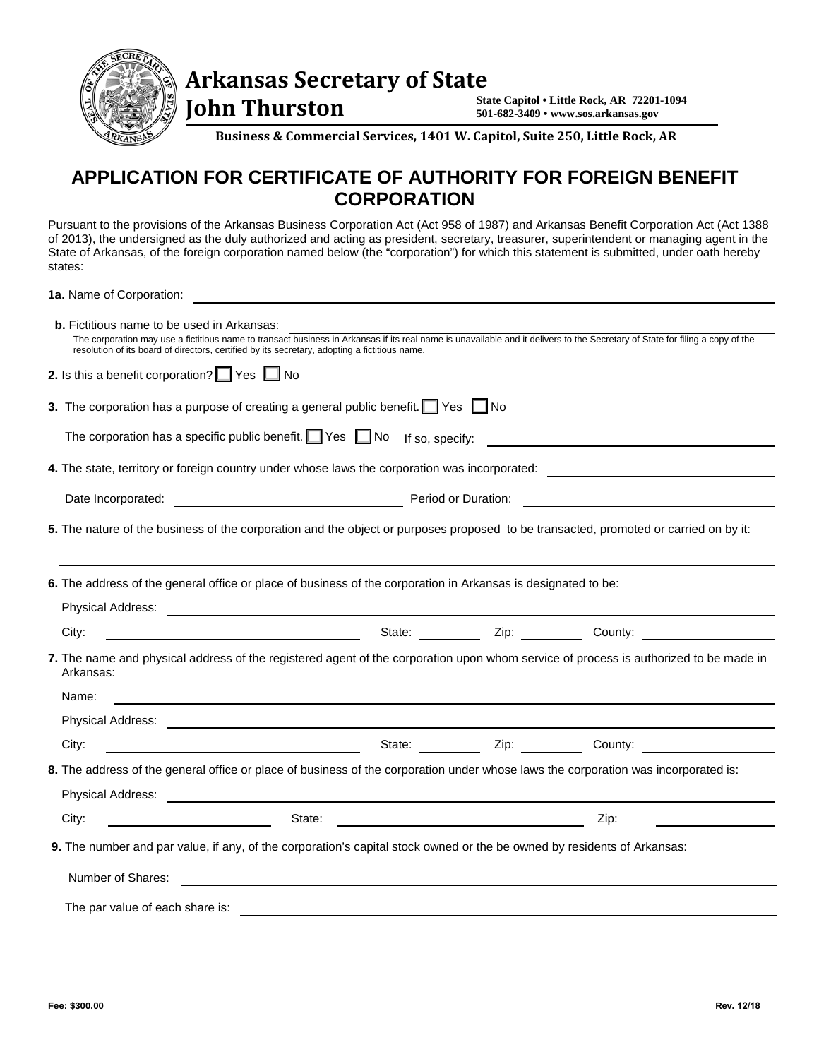# Arkansas Secretary of State
# John Thurston

State Capitol • Little Rock, AR 72201-1094
501-682-3409 • www.sos.arkansas.gov

**Business & Commercial Services, 1401 W. Capitol, Suite 250, Little Rock, AR**

## APPLICATION FOR CERTIFICATE OF AUTHORITY FOR FOREIGN BENEFIT CORPORATION

Pursuant to the provisions of the Arkansas Business Corporation Act (Act 958 of 1987) and Arkansas Benefit Corporation Act (Act 1388 of 2013), the undersigned as the duly authorized and acting as president, secretary, treasurer, superintendent or managing agent in the State of Arkansas, of the foreign corporation named below (the "corporation") for which this statement is submitted, under oath hereby states:

**1a.** Name of Corporation: ______________________________

**b.** Fictitious name to be used in Arkansas: ______________________________

The corporation may use a fictitious name to transact business in Arkansas if its real name is unavailable and it delivers to the Secretary of State for filing a copy of the resolution of its board of directors, certified by its secretary, adopting a fictitious name.

**2.** Is this a benefit corporation? ☐ Yes ☐ No

**3.** The corporation has a purpose of creating a general public benefit. ☐ Yes ☐ No

The corporation has a specific public benefit. ☐ Yes ☐ No If so, specify: ______________________________

**4.** The state, territory or foreign country under whose laws the corporation was incorporated: ______________________________

Date Incorporated: ______________________________ Period or Duration: ______________________________

**5.** The nature of the business of the corporation and the object or purposes proposed to be transacted, promoted or carried on by it:

______________________________

**6.** The address of the general office or place of business of the corporation in Arkansas is designated to be:

Physical Address: ______________________________

City: ______________________________ State: __________ Zip: __________ County: ______________________________

**7.** The name and physical address of the registered agent of the corporation upon whom service of process is authorized to be made in Arkansas:

Name: ______________________________

Physical Address: ______________________________

City: ______________________________ State: __________ Zip: __________ County: ______________________________

**8.** The address of the general office or place of business of the corporation under whose laws the corporation was incorporated is:

Physical Address: ______________________________

City: ______________________________ State: ______________________________ Zip: __________

**9.** The number and par value, if any, of the corporation's capital stock owned or the be owned by residents of Arkansas:

Number of Shares: ______________________________

The par value of each share is: ______________________________

Fee: $300.00

Rev. 12/18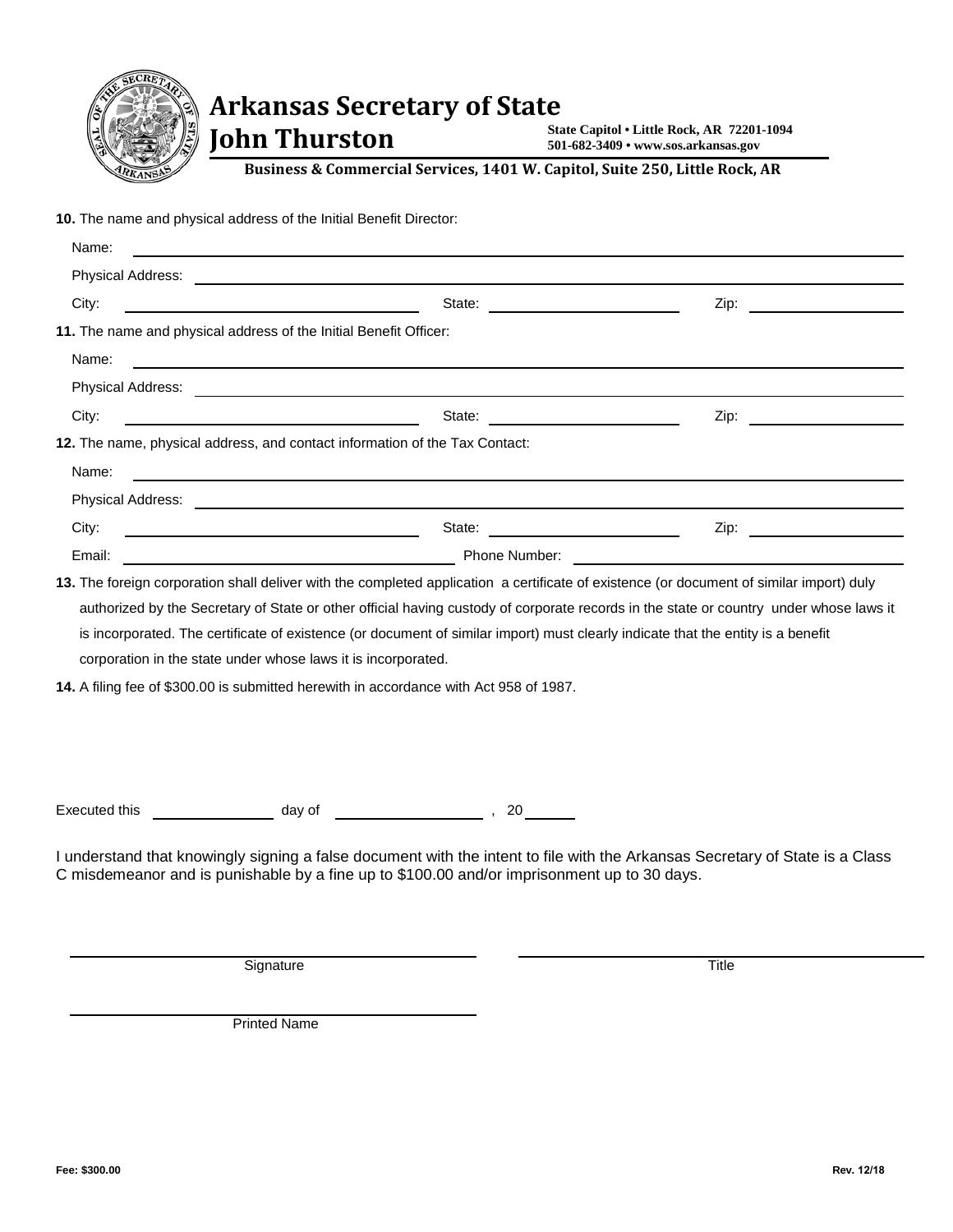# Arkansas Secretary of State
## John Thurston

State Capitol • Little Rock, AR 72201-1094
501-682-3409 • www.sos.arkansas.gov

**Business & Commercial Services, 1401 W. Capitol, Suite 250, Little Rock, AR**

**10.** The name and physical address of the Initial Benefit Director:

Name: ______________________________

Physical Address: ______________________________

City: ______________ State: ______________ Zip: ______________

**11.** The name and physical address of the Initial Benefit Officer:

Name: ______________________________

Physical Address: ______________________________

City: ______________ State: ______________ Zip: ______________

**12.** The name, physical address, and contact information of the Tax Contact:

Name: ______________________________

Physical Address: ______________________________

City: ______________ State: ______________ Zip: ______________

Email: ______________ Phone Number: ______________

**13.** The foreign corporation shall deliver with the completed application a certificate of existence (or document of similar import) duly authorized by the Secretary of State or other official having custody of corporate records in the state or country under whose laws it is incorporated. The certificate of existence (or document of similar import) must clearly indicate that the entity is a benefit corporation in the state under whose laws it is incorporated.

**14.** A filing fee of $300.00 is submitted herewith in accordance with Act 958 of 1987.

Executed this ______________ day of ______________ , 20______

I understand that knowingly signing a false document with the intent to file with the Arkansas Secretary of State is a Class C misdemeanor and is punishable by a fine up to $100.00 and/or imprisonment up to 30 days.

______________________________ Signature

______________________________ Title

______________________________ Printed Name

**Fee: $300.00**

**Rev. 12/18**